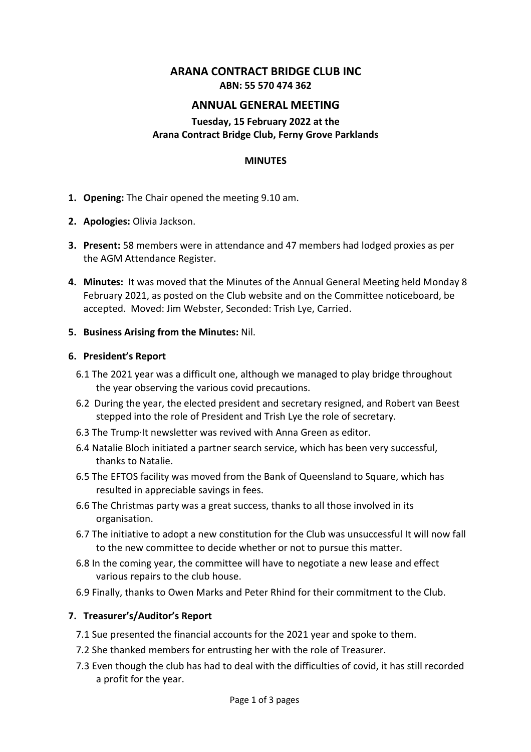# ARANA CONTRACT BRIDGE CLUB INC

**ABN: 55 570 474 362**

## ANNUAL GENERAL MEETING

### Tuesday, 15 February 2022 at the Arana Contract Bridge Club, Ferny Grove Parklands

**MINUTES**

1. **Opening:** The Chair opened the meeting 9.10 am.

2. **Apologies:** Olivia Jackson.

3. **Present:** 58 members were in attendance and 47 members had lodged proxies as per the AGM Attendance Register.

4. **Minutes:** It was moved that the Minutes of the Annual General Meeting held Monday 8 February 2021, as posted on the Club website and on the Committee noticeboard, be accepted. Moved: Jim Webster, Seconded: Trish Lye, Carried.

5. **Business Arising from the Minutes:** Nil.

6. **President's Report**

   6.1 The 2021 year was a difficult one, although we managed to play bridge throughout the year observing the various covid precautions.

   6.2 During the year, the elected president and secretary resigned, and Robert van Beest stepped into the role of President and Trish Lye the role of secretary.

   6.3 The Trump·It newsletter was revived with Anna Green as editor.

   6.4 Natalie Bloch initiated a partner search service, which has been very successful, thanks to Natalie.

   6.5 The EFTOS facility was moved from the Bank of Queensland to Square, which has resulted in appreciable savings in fees.

   6.6 The Christmas party was a great success, thanks to all those involved in its organisation.

   6.7 The initiative to adopt a new constitution for the Club was unsuccessful It will now fall to the new committee to decide whether or not to pursue this matter.

   6.8 In the coming year, the committee will have to negotiate a new lease and effect various repairs to the club house.

   6.9 Finally, thanks to Owen Marks and Peter Rhind for their commitment to the Club.

7. **Treasurer's/Auditor's Report**

   7.1 Sue presented the financial accounts for the 2021 year and spoke to them.

   7.2 She thanked members for entrusting her with the role of Treasurer.

   7.3 Even though the club has had to deal with the difficulties of covid, it has still recorded a profit for the year.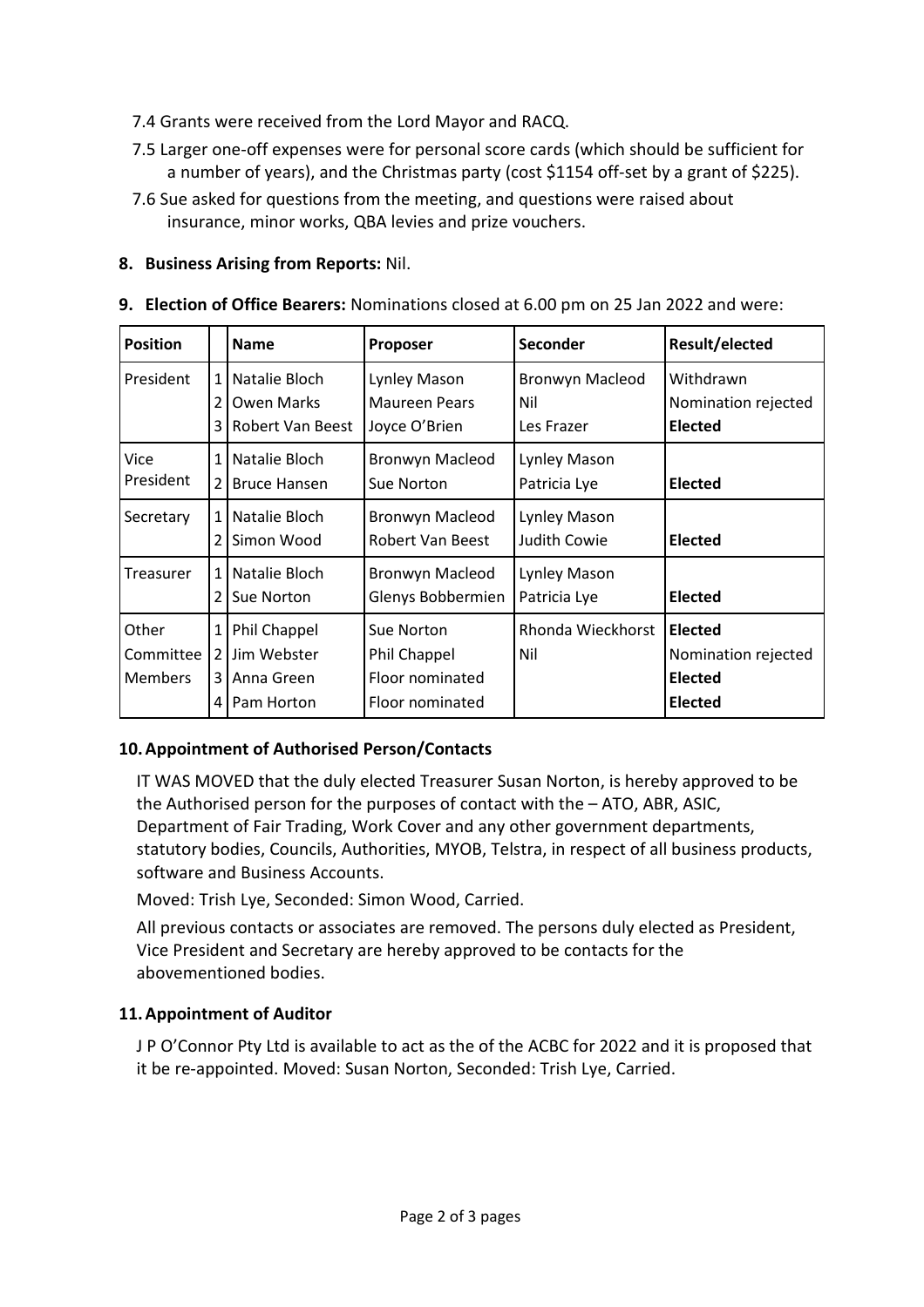7.4 Grants were received from the Lord Mayor and RACQ.

7.5 Larger one-off expenses were for personal score cards (which should be sufficient for a number of years), and the Christmas party (cost $1154 off-set by a grant of $225).

7.6 Sue asked for questions from the meeting, and questions were raised about insurance, minor works, QBA levies and prize vouchers.

**8. Business Arising from Reports:** Nil.

**9. Election of Office Bearers:** Nominations closed at 6.00 pm on 25 Jan 2022 and were:

| **Position** | | **Name** | **Proposer** | **Seconder** | **Result/elected** |
|---|---|---|---|---|---|
| President | 1 | Natalie Bloch | Lynley Mason | Bronwyn Macleod | Withdrawn |
| | 2 | Owen Marks | Maureen Pears | Nil | Nomination rejected |
| | 3 | Robert Van Beest | Joyce O'Brien | Les Frazer | **Elected** |
| Vice President | 1 | Natalie Bloch | Bronwyn Macleod | Lynley Mason | |
| | 2 | Bruce Hansen | Sue Norton | Patricia Lye | **Elected** |
| Secretary | 1 | Natalie Bloch | Bronwyn Macleod | Lynley Mason | |
| | 2 | Simon Wood | Robert Van Beest | Judith Cowie | **Elected** |
| Treasurer | 1 | Natalie Bloch | Bronwyn Macleod | Lynley Mason | |
| | 2 | Sue Norton | Glenys Bobbermien | Patricia Lye | **Elected** |
| Other Committee Members | 1 | Phil Chappel | Sue Norton | Rhonda Wieckhorst | **Elected** |
| | 2 | Jim Webster | Phil Chappel | Nil | Nomination rejected |
| | 3 | Anna Green | Floor nominated | | **Elected** |
| | 4 | Pam Horton | Floor nominated | | **Elected** |

**10. Appointment of Authorised Person/Contacts**

IT WAS MOVED that the duly elected Treasurer Susan Norton, is hereby approved to be the Authorised person for the purposes of contact with the – ATO, ABR, ASIC, Department of Fair Trading, Work Cover and any other government departments, statutory bodies, Councils, Authorities, MYOB, Telstra, in respect of all business products, software and Business Accounts.

Moved: Trish Lye, Seconded: Simon Wood, Carried.

All previous contacts or associates are removed. The persons duly elected as President, Vice President and Secretary are hereby approved to be contacts for the abovementioned bodies.

**11. Appointment of Auditor**

J P O'Connor Pty Ltd is available to act as the of the ACBC for 2022 and it is proposed that it be re-appointed. Moved: Susan Norton, Seconded: Trish Lye, Carried.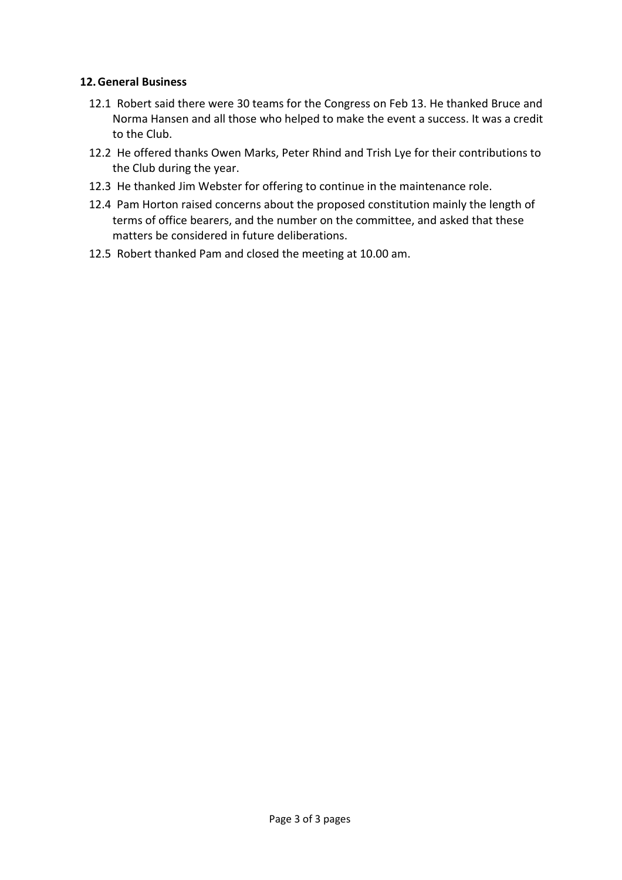## 12. General Business

12.1 Robert said there were 30 teams for the Congress on Feb 13. He thanked Bruce and Norma Hansen and all those who helped to make the event a success. It was a credit to the Club.

12.2 He offered thanks Owen Marks, Peter Rhind and Trish Lye for their contributions to the Club during the year.

12.3 He thanked Jim Webster for offering to continue in the maintenance role.

12.4 Pam Horton raised concerns about the proposed constitution mainly the length of terms of office bearers, and the number on the committee, and asked that these matters be considered in future deliberations.

12.5 Robert thanked Pam and closed the meeting at 10.00 am.